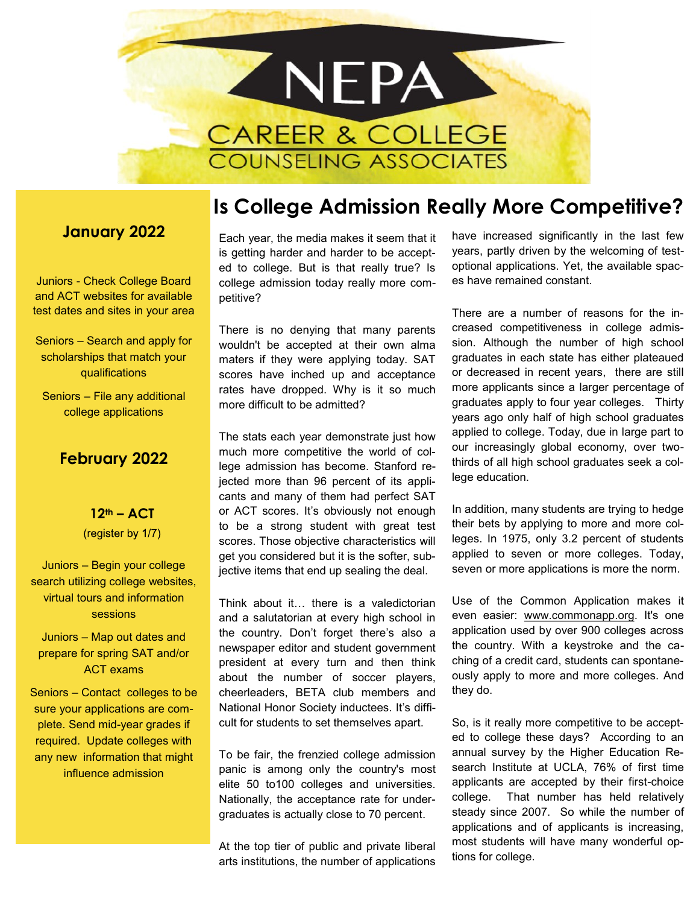# NEPA

## CAREER & COLLEGE COUNSELING ASSOCIATES

### January 2022

Juniors - Check College Board and ACT websites for available test dates and sites in your area

Seniors – Search and apply for scholarships that match your qualifications

Seniors – File any additional college applications

### February 2022

**12th – ACT**

(register by 1/7)

Juniors – Begin your college search utilizing college websites, virtual tours and information sessions

Juniors – Map out dates and prepare for spring SAT and/or ACT exams

Seniors – Contact colleges to be sure your applications are complete. Send mid-year grades if required. Update colleges with any new information that might influence admission

## Is College Admission Really More Competitive?

Each year, the media makes it seem that it is getting harder and harder to be accepted to college. But is that really true? Is college admission today really more competitive?

There is no denying that many parents wouldn't be accepted at their own alma maters if they were applying today. SAT scores have inched up and acceptance rates have dropped. Why is it so much more difficult to be admitted?

The stats each year demonstrate just how much more competitive the world of college admission has become. Stanford rejected more than 96 percent of its applicants and many of them had perfect SAT or ACT scores. It's obviously not enough to be a strong student with great test scores. Those objective characteristics will get you considered but it is the softer, subjective items that end up sealing the deal.

Think about it… there is a valedictorian and a salutatorian at every high school in the country. Don't forget there's also a newspaper editor and student government president at every turn and then think about the number of soccer players, cheerleaders, BETA club members and National Honor Society inductees. It's difficult for students to set themselves apart.

To be fair, the frenzied college admission panic is among only the country's most elite 50 to100 colleges and universities. Nationally, the acceptance rate for undergraduates is actually close to 70 percent.

At the top tier of public and private liberal arts institutions, the number of applications have increased significantly in the last few years, partly driven by the welcoming of test-optional applications. Yet, the available spaces have remained constant.

There are a number of reasons for the increased competitiveness in college admission. Although the number of high school graduates in each state has either plateaued or decreased in recent years, there are still more applicants since a larger percentage of graduates apply to four year colleges. Thirty years ago only half of high school graduates applied to college. Today, due in large part to our increasingly global economy, over two-thirds of all high school graduates seek a college education.

In addition, many students are trying to hedge their bets by applying to more and more colleges. In 1975, only 3.2 percent of students applied to seven or more colleges. Today, seven or more applications is more the norm.

Use of the Common Application makes it even easier: www.commonapp.org. It's one application used by over 900 colleges across the country. With a keystroke and the caching of a credit card, students can spontaneously apply to more and more colleges. And they do.

So, is it really more competitive to be accepted to college these days? According to an annual survey by the Higher Education Research Institute at UCLA, 76% of first time applicants are accepted by their first-choice college. That number has held relatively steady since 2007. So while the number of applications and of applicants is increasing, most students will have many wonderful options for college.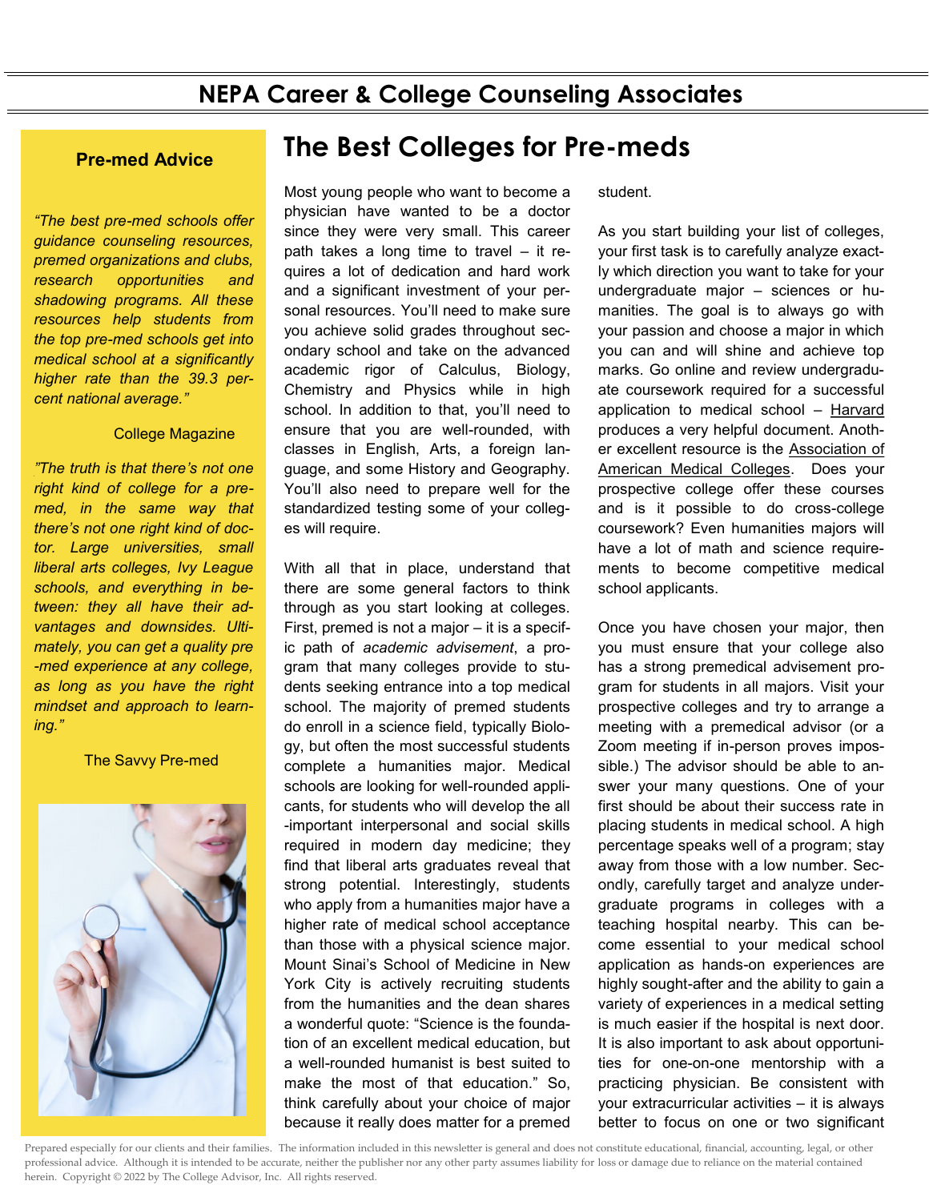## NEPA Career & College Counseling Associates

### Pre-med Advice

*"The best pre-med schools offer guidance counseling resources, premed organizations and clubs, research opportunities and shadowing programs. All these resources help students from the top pre-med schools get into medical school at a significantly higher rate than the 39.3 percent national average."*

College Magazine

*"The truth is that there's not one right kind of college for a pre-med, in the same way that there's not one right kind of doctor. Large universities, small liberal arts colleges, Ivy League schools, and everything in between: they all have their advantages and downsides. Ultimately, you can get a quality pre-med experience at any college, as long as you have the right mindset and approach to learning."*

The Savvy Pre-med

# The Best Colleges for Pre-meds

Most young people who want to become a physician have wanted to be a doctor since they were very small. This career path takes a long time to travel – it requires a lot of dedication and hard work and a significant investment of your personal resources. You'll need to make sure you achieve solid grades throughout secondary school and take on the advanced academic rigor of Calculus, Biology, Chemistry and Physics while in high school. In addition to that, you'll need to ensure that you are well-rounded, with classes in English, Arts, a foreign language, and some History and Geography. You'll also need to prepare well for the standardized testing some of your colleges will require.

With all that in place, understand that there are some general factors to think through as you start looking at colleges. First, premed is not a major – it is a specific path of *academic advisement*, a program that many colleges provide to students seeking entrance into a top medical school. The majority of premed students do enroll in a science field, typically Biology, but often the most successful students complete a humanities major. Medical schools are looking for well-rounded applicants, for students who will develop the all-important interpersonal and social skills required in modern day medicine; they find that liberal arts graduates reveal that strong potential. Interestingly, students who apply from a humanities major have a higher rate of medical school acceptance than those with a physical science major. Mount Sinai's School of Medicine in New York City is actively recruiting students from the humanities and the dean shares a wonderful quote: "Science is the foundation of an excellent medical education, but a well-rounded humanist is best suited to make the most of that education." So, think carefully about your choice of major because it really does matter for a premed student.

As you start building your list of colleges, your first task is to carefully analyze exactly which direction you want to take for your undergraduate major – sciences or humanities. The goal is to always go with your passion and choose a major in which you can and will shine and achieve top marks. Go online and review undergraduate coursework required for a successful application to medical school – Harvard produces a very helpful document. Another excellent resource is the Association of American Medical Colleges. Does your prospective college offer these courses and is it possible to do cross-college coursework? Even humanities majors will have a lot of math and science requirements to become competitive medical school applicants.

Once you have chosen your major, then you must ensure that your college also has a strong premedical advisement program for students in all majors. Visit your prospective colleges and try to arrange a meeting with a premedical advisor (or a Zoom meeting if in-person proves impossible.) The advisor should be able to answer your many questions. One of your first should be about their success rate in placing students in medical school. A high percentage speaks well of a program; stay away from those with a low number. Secondly, carefully target and analyze undergraduate programs in colleges with a teaching hospital nearby. This can become essential to your medical school application as hands-on experiences are highly sought-after and the ability to gain a variety of experiences in a medical setting is much easier if the hospital is next door. It is also important to ask about opportunities for one-on-one mentorship with a practicing physician. Be consistent with your extracurricular activities – it is always better to focus on one or two significant

Prepared especially for our clients and their families. The information included in this newsletter is general and does not constitute educational, financial, accounting, legal, or other professional advice. Although it is intended to be accurate, neither the publisher nor any other party assumes liability for loss or damage due to reliance on the material contained herein. Copyright © 2022 by The College Advisor, Inc. All rights reserved.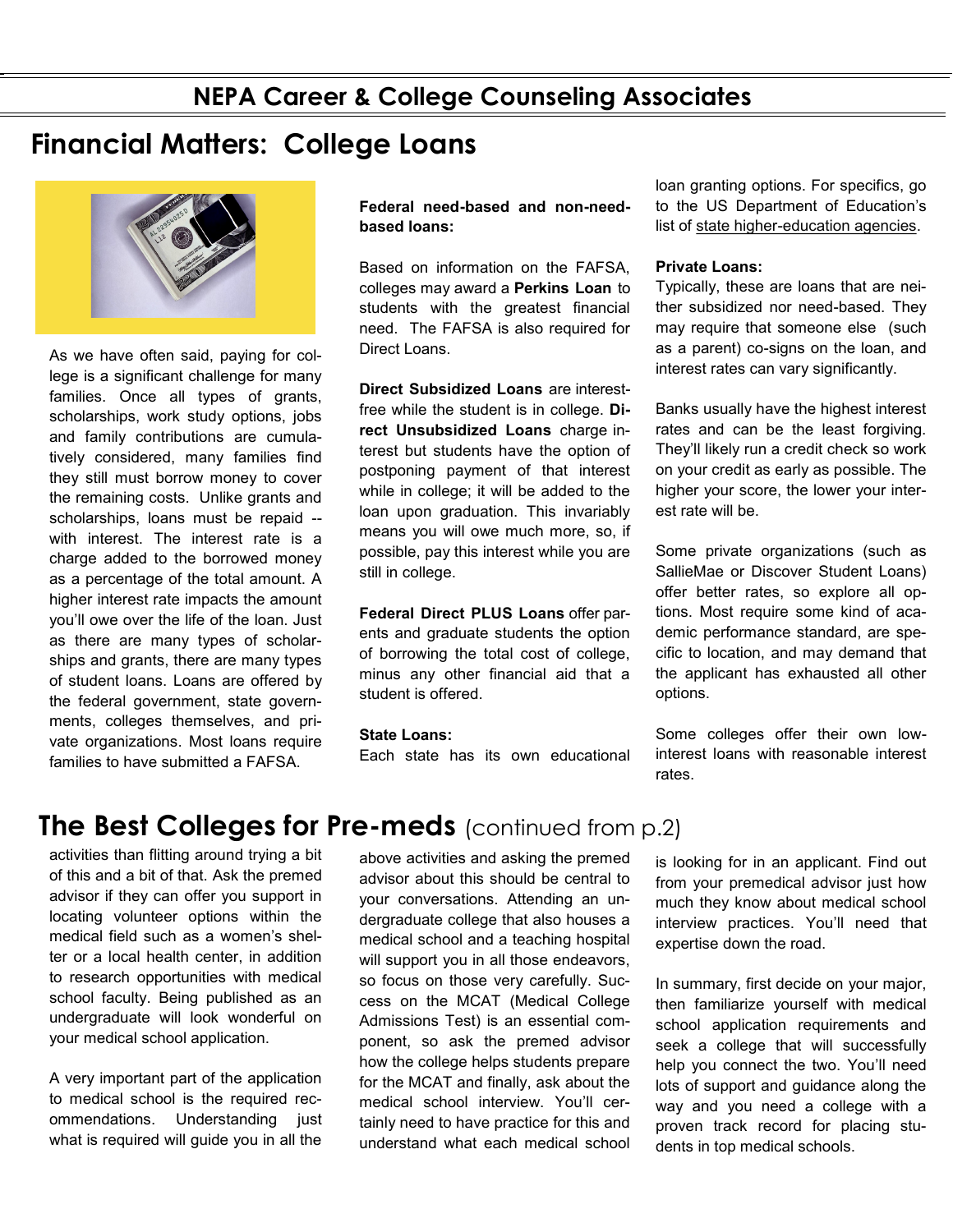## NEPA Career & College Counseling Associates

# Financial Matters: College Loans

As we have often said, paying for college is a significant challenge for many families. Once all types of grants, scholarships, work study options, jobs and family contributions are cumulatively considered, many families find they still must borrow money to cover the remaining costs. Unlike grants and scholarships, loans must be repaid -- with interest. The interest rate is a charge added to the borrowed money as a percentage of the total amount. A higher interest rate impacts the amount you'll owe over the life of the loan. Just as there are many types of scholarships and grants, there are many types of student loans. Loans are offered by the federal government, state governments, colleges themselves, and private organizations. Most loans require families to have submitted a FAFSA.

**Federal need-based and non-need-based loans:**

Based on information on the FAFSA, colleges may award a **Perkins Loan** to students with the greatest financial need. The FAFSA is also required for Direct Loans.

**Direct Subsidized Loans** are interest-free while the student is in college. **Direct Unsubsidized Loans** charge interest but students have the option of postponing payment of that interest while in college; it will be added to the loan upon graduation. This invariably means you will owe much more, so, if possible, pay this interest while you are still in college.

**Federal Direct PLUS Loans** offer parents and graduate students the option of borrowing the total cost of college, minus any other financial aid that a student is offered.

**State Loans:**
Each state has its own educational loan granting options. For specifics, go to the US Department of Education's list of state higher-education agencies.

**Private Loans:**
Typically, these are loans that are neither subsidized nor need-based. They may require that someone else (such as a parent) co-signs on the loan, and interest rates can vary significantly.

Banks usually have the highest interest rates and can be the least forgiving. They'll likely run a credit check so work on your credit as early as possible. The higher your score, the lower your interest rate will be.

Some private organizations (such as SallieMae or Discover Student Loans) offer better rates, so explore all options. Most require some kind of academic performance standard, are specific to location, and may demand that the applicant has exhausted all other options.

Some colleges offer their own low-interest loans with reasonable interest rates.

# The Best Colleges for Pre-meds (continued from p.2)

activities than flitting around trying a bit of this and a bit of that. Ask the premed advisor if they can offer you support in locating volunteer options within the medical field such as a women's shelter or a local health center, in addition to research opportunities with medical school faculty. Being published as an undergraduate will look wonderful on your medical school application.

A very important part of the application to medical school is the required recommendations. Understanding just what is required will guide you in all the above activities and asking the premed advisor about this should be central to your conversations. Attending an undergraduate college that also houses a medical school and a teaching hospital will support you in all those endeavors, so focus on those very carefully. Success on the MCAT (Medical College Admissions Test) is an essential component, so ask the premed advisor how the college helps students prepare for the MCAT and finally, ask about the medical school interview. You'll certainly need to have practice for this and understand what each medical school is looking for in an applicant. Find out from your premedical advisor just how much they know about medical school interview practices. You'll need that expertise down the road.

In summary, first decide on your major, then familiarize yourself with medical school application requirements and seek a college that will successfully help you connect the two. You'll need lots of support and guidance along the way and you need a college with a proven track record for placing students in top medical schools.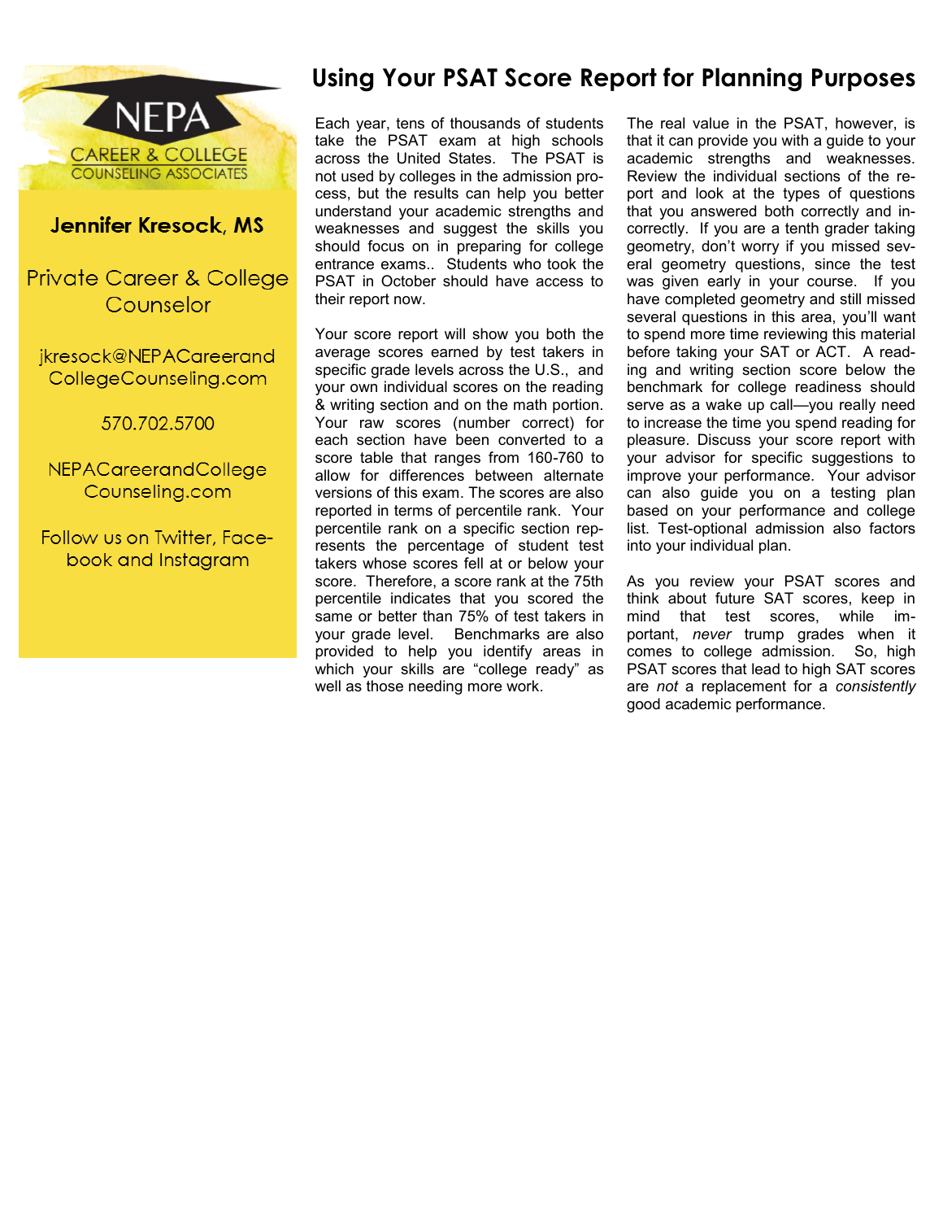NEPA

CAREER & COLLEGE

COUNSELING ASSOCIATES

**Jennifer Kresock, MS**

Private Career & College Counselor

jkresock@NEPACareerandCollegeCounseling.com

570.702.5700

NEPACareerandCollegeCounseling.com

Follow us on Twitter, Facebook and Instagram

# Using Your PSAT Score Report for Planning Purposes

Each year, tens of thousands of students take the PSAT exam at high schools across the United States. The PSAT is not used by colleges in the admission process, but the results can help you better understand your academic strengths and weaknesses and suggest the skills you should focus on in preparing for college entrance exams.. Students who took the PSAT in October should have access to their report now.

Your score report will show you both the average scores earned by test takers in specific grade levels across the U.S., and your own individual scores on the reading & writing section and on the math portion. Your raw scores (number correct) for each section have been converted to a score table that ranges from 160-760 to allow for differences between alternate versions of this exam. The scores are also reported in terms of percentile rank. Your percentile rank on a specific section represents the percentage of student test takers whose scores fell at or below your score. Therefore, a score rank at the 75th percentile indicates that you scored the same or better than 75% of test takers in your grade level. Benchmarks are also provided to help you identify areas in which your skills are "college ready" as well as those needing more work.

The real value in the PSAT, however, is that it can provide you with a guide to your academic strengths and weaknesses. Review the individual sections of the report and look at the types of questions that you answered both correctly and incorrectly. If you are a tenth grader taking geometry, don't worry if you missed several geometry questions, since the test was given early in your course. If you have completed geometry and still missed several questions in this area, you'll want to spend more time reviewing this material before taking your SAT or ACT. A reading and writing section score below the benchmark for college readiness should serve as a wake up call—you really need to increase the time you spend reading for pleasure. Discuss your score report with your advisor for specific suggestions to improve your performance. Your advisor can also guide you on a testing plan based on your performance and college list. Test-optional admission also factors into your individual plan.

As you review your PSAT scores and think about future SAT scores, keep in mind that test scores, while important, *never* trump grades when it comes to college admission. So, high PSAT scores that lead to high SAT scores are *not* a replacement for a *consistently* good academic performance.